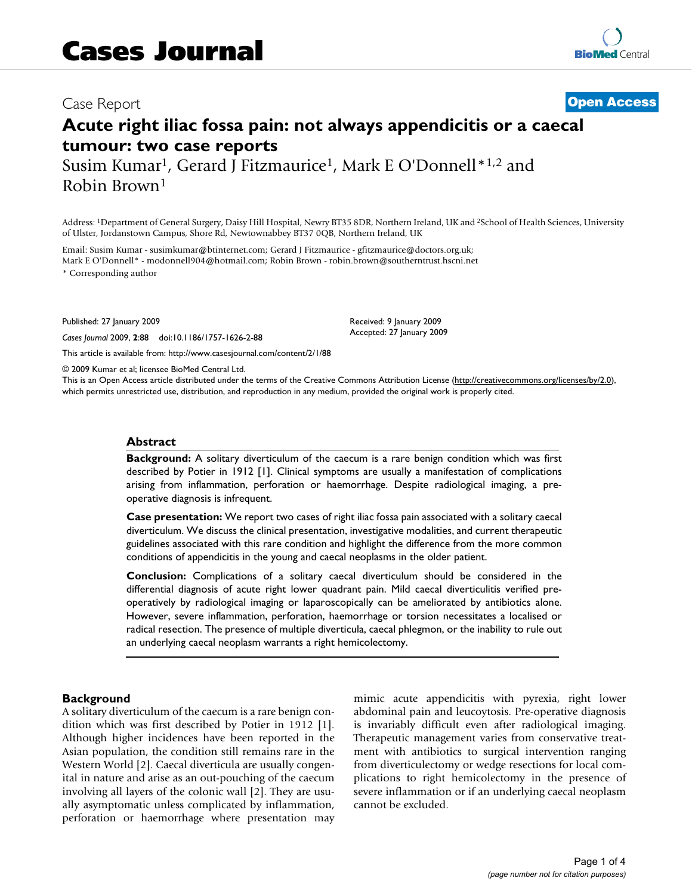# Cases Journal

Case Report

**Open Access**

# Acute right iliac fossa pain: not always appendicitis or a caecal tumour: two case reports

Susim Kumar[1], Gerard J Fitzmaurice[1], Mark E O'Donnell*[1,2] and Robin Brown[1]

Address: [1]Department of General Surgery, Daisy Hill Hospital, Newry BT35 8DR, Northern Ireland, UK and [2]School of Health Sciences, University of Ulster, Jordanstown Campus, Shore Rd, Newtownabbey BT37 0QB, Northern Ireland, UK

Email: Susim Kumar - susimkumar@btinternet.com; Gerard J Fitzmaurice - gfitzmaurice@doctors.org.uk; Mark E O'Donnell* - modonnell904@hotmail.com; Robin Brown - robin.brown@southerntrust.hscni.net

\* Corresponding author

Published: 27 January 2009

*Cases Journal* 2009, **2**:88 doi:10.1186/1757-1626-2-88

Received: 9 January 2009

Accepted: 27 January 2009

This article is available from: http://www.casesjournal.com/content/2/1/88

© 2009 Kumar et al; licensee BioMed Central Ltd.

This is an Open Access article distributed under the terms of the Creative Commons Attribution License (http://creativecommons.org/licenses/by/2.0), which permits unrestricted use, distribution, and reproduction in any medium, provided the original work is properly cited.

## Abstract

**Background:** A solitary diverticulum of the caecum is a rare benign condition which was first described by Potier in 1912 [1]. Clinical symptoms are usually a manifestation of complications arising from inflammation, perforation or haemorrhage. Despite radiological imaging, a pre-operative diagnosis is infrequent.

**Case presentation:** We report two cases of right iliac fossa pain associated with a solitary caecal diverticulum. We discuss the clinical presentation, investigative modalities, and current therapeutic guidelines associated with this rare condition and highlight the difference from the more common conditions of appendicitis in the young and caecal neoplasms in the older patient.

**Conclusion:** Complications of a solitary caecal diverticulum should be considered in the differential diagnosis of acute right lower quadrant pain. Mild caecal diverticulitis verified pre-operatively by radiological imaging or laparoscopically can be ameliorated by antibiotics alone. However, severe inflammation, perforation, haemorrhage or torsion necessitates a localised or radical resection. The presence of multiple diverticula, caecal phlegmon, or the inability to rule out an underlying caecal neoplasm warrants a right hemicolectomy.

## Background

A solitary diverticulum of the caecum is a rare benign condition which was first described by Potier in 1912 [1]. Although higher incidences have been reported in the Asian population, the condition still remains rare in the Western World [2]. Caecal diverticula are usually congenital in nature and arise as an out-pouching of the caecum involving all layers of the colonic wall [2]. They are usually asymptomatic unless complicated by inflammation, perforation or haemorrhage where presentation may mimic acute appendicitis with pyrexia, right lower abdominal pain and leucoytosis. Pre-operative diagnosis is invariably difficult even after radiological imaging. Therapeutic management varies from conservative treatment with antibiotics to surgical intervention ranging from diverticulectomy or wedge resections for local complications to right hemicolectomy in the presence of severe inflammation or if an underlying caecal neoplasm cannot be excluded.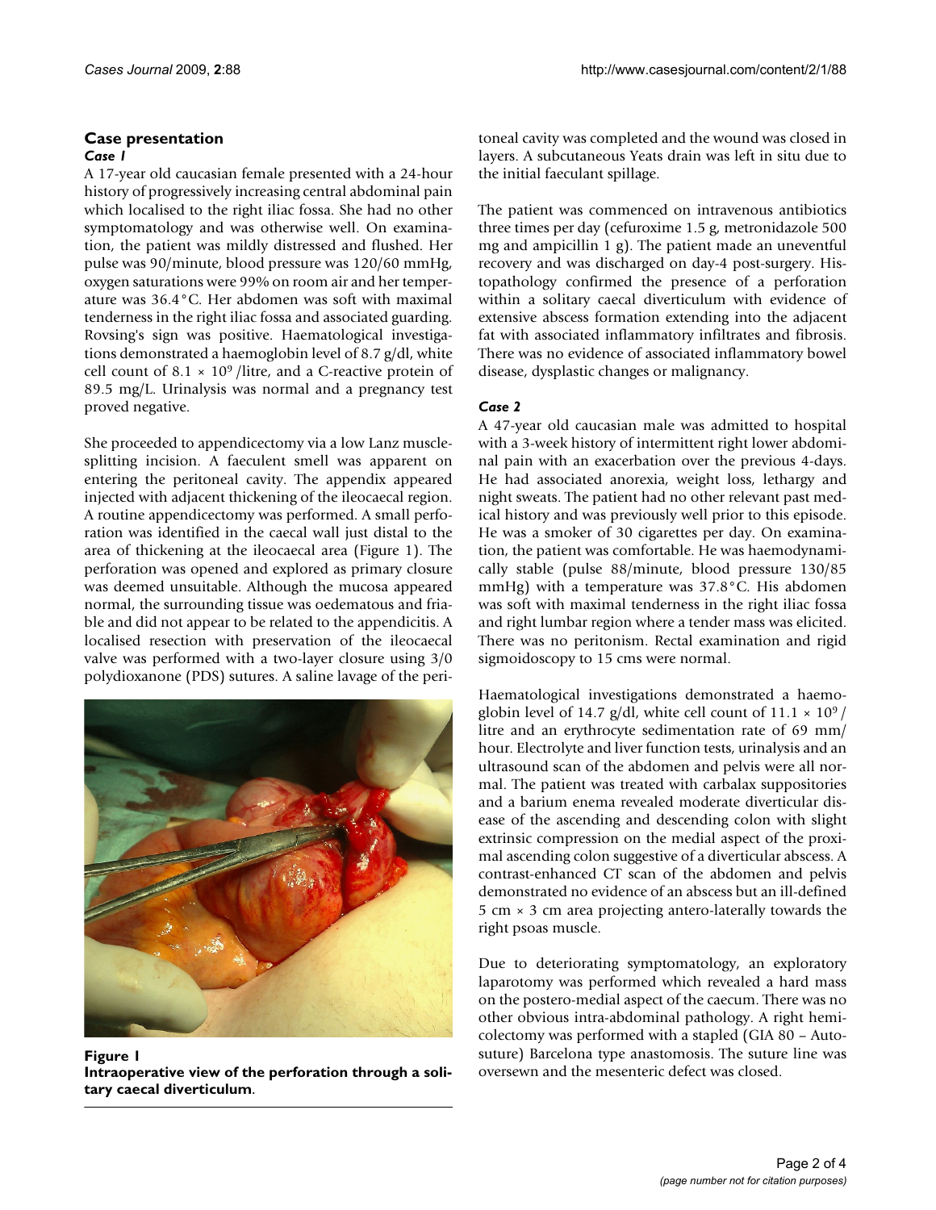## Case presentation

### *Case 1*

A 17-year old caucasian female presented with a 24-hour history of progressively increasing central abdominal pain which localised to the right iliac fossa. She had no other symptomatology and was otherwise well. On examination, the patient was mildly distressed and flushed. Her pulse was 90/minute, blood pressure was 120/60 mmHg, oxygen saturations were 99% on room air and her temperature was 36.4°C. Her abdomen was soft with maximal tenderness in the right iliac fossa and associated guarding. Rovsing's sign was positive. Haematological investigations demonstrated a haemoglobin level of 8.7 g/dl, white cell count of $8.1 \times 10^9$ /litre, and a C-reactive protein of 89.5 mg/L. Urinalysis was normal and a pregnancy test proved negative.

She proceeded to appendicectomy via a low Lanz muscle-splitting incision. A faeculent smell was apparent on entering the peritoneal cavity. The appendix appeared injected with adjacent thickening of the ileocaecal region. A routine appendicectomy was performed. A small perforation was identified in the caecal wall just distal to the area of thickening at the ileocaecal area (Figure 1). The perforation was opened and explored as primary closure was deemed unsuitable. Although the mucosa appeared normal, the surrounding tissue was oedematous and friable and did not appear to be related to the appendicitis. A localised resection with preservation of the ileocaecal valve was performed with a two-layer closure using 3/0 polydioxanone (PDS) sutures. A saline lavage of the peritoneal cavity was completed and the wound was closed in layers. A subcutaneous Yeats drain was left in situ due to the initial faeculant spillage.

**Figure 1**
**Intraoperative view of the perforation through a solitary caecal diverticulum**.

The patient was commenced on intravenous antibiotics three times per day (cefuroxime 1.5 g, metronidazole 500 mg and ampicillin 1 g). The patient made an uneventful recovery and was discharged on day-4 post-surgery. Histopathology confirmed the presence of a perforation within a solitary caecal diverticulum with evidence of extensive abscess formation extending into the adjacent fat with associated inflammatory infiltrates and fibrosis. There was no evidence of associated inflammatory bowel disease, dysplastic changes or malignancy.

### *Case 2*

A 47-year old caucasian male was admitted to hospital with a 3-week history of intermittent right lower abdominal pain with an exacerbation over the previous 4-days. He had associated anorexia, weight loss, lethargy and night sweats. The patient had no other relevant past medical history and was previously well prior to this episode. He was a smoker of 30 cigarettes per day. On examination, the patient was comfortable. He was haemodynamically stable (pulse 88/minute, blood pressure 130/85 mmHg) with a temperature was 37.8°C. His abdomen was soft with maximal tenderness in the right iliac fossa and right lumbar region where a tender mass was elicited. There was no peritonism. Rectal examination and rigid sigmoidoscopy to 15 cms were normal.

Haematological investigations demonstrated a haemoglobin level of 14.7 g/dl, white cell count of $11.1 \times 10^9$ / litre and an erythrocyte sedimentation rate of 69 mm/ hour. Electrolyte and liver function tests, urinalysis and an ultrasound scan of the abdomen and pelvis were all normal. The patient was treated with carbalax suppositories and a barium enema revealed moderate diverticular disease of the ascending and descending colon with slight extrinsic compression on the medial aspect of the proximal ascending colon suggestive of a diverticular abscess. A contrast-enhanced CT scan of the abdomen and pelvis demonstrated no evidence of an abscess but an ill-defined 5 cm × 3 cm area projecting antero-laterally towards the right psoas muscle.

Due to deteriorating symptomatology, an exploratory laparotomy was performed which revealed a hard mass on the postero-medial aspect of the caecum. There was no other obvious intra-abdominal pathology. A right hemicolectomy was performed with a stapled (GIA 80 – Autosuture) Barcelona type anastomosis. The suture line was oversewn and the mesenteric defect was closed.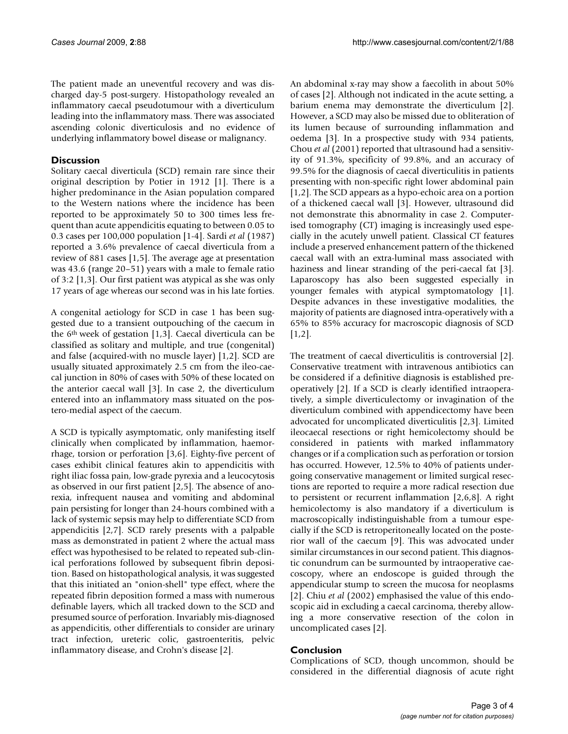The patient made an uneventful recovery and was discharged day-5 post-surgery. Histopathology revealed an inflammatory caecal pseudotumour with a diverticulum leading into the inflammatory mass. There was associated ascending colonic diverticulosis and no evidence of underlying inflammatory bowel disease or malignancy.

## Discussion

Solitary caecal diverticula (SCD) remain rare since their original description by Potier in 1912 [1]. There is a higher predominance in the Asian population compared to the Western nations where the incidence has been reported to be approximately 50 to 300 times less frequent than acute appendicitis equating to between 0.05 to 0.3 cases per 100,000 population [1-4]. Sardi *et al* (1987) reported a 3.6% prevalence of caecal diverticula from a review of 881 cases [1,5]. The average age at presentation was 43.6 (range 20–51) years with a male to female ratio of 3:2 [1,3]. Our first patient was atypical as she was only 17 years of age whereas our second was in his late forties.

A congenital aetiology for SCD in case 1 has been suggested due to a transient outpouching of the caecum in the 6th week of gestation [1,3]. Caecal diverticula can be classified as solitary and multiple, and true (congenital) and false (acquired-with no muscle layer) [1,2]. SCD are usually situated approximately 2.5 cm from the ileo-caecal junction in 80% of cases with 50% of these located on the anterior caecal wall [3]. In case 2, the diverticulum entered into an inflammatory mass situated on the postero-medial aspect of the caecum.

A SCD is typically asymptomatic, only manifesting itself clinically when complicated by inflammation, haemorrhage, torsion or perforation [3,6]. Eighty-five percent of cases exhibit clinical features akin to appendicitis with right iliac fossa pain, low-grade pyrexia and a leucocytosis as observed in our first patient [2,5]. The absence of anorexia, infrequent nausea and vomiting and abdominal pain persisting for longer than 24-hours combined with a lack of systemic sepsis may help to differentiate SCD from appendicitis [2,7]. SCD rarely presents with a palpable mass as demonstrated in patient 2 where the actual mass effect was hypothesised to be related to repeated sub-clinical perforations followed by subsequent fibrin deposition. Based on histopathological analysis, it was suggested that this initiated an "onion-shell" type effect, where the repeated fibrin deposition formed a mass with numerous definable layers, which all tracked down to the SCD and presumed source of perforation. Invariably mis-diagnosed as appendicitis, other differentials to consider are urinary tract infection, ureteric colic, gastroenteritis, pelvic inflammatory disease, and Crohn's disease [2].

An abdominal x-ray may show a faecolith in about 50% of cases [2]. Although not indicated in the acute setting, a barium enema may demonstrate the diverticulum [2]. However, a SCD may also be missed due to obliteration of its lumen because of surrounding inflammation and oedema [3]. In a prospective study with 934 patients, Chou *et al* (2001) reported that ultrasound had a sensitivity of 91.3%, specificity of 99.8%, and an accuracy of 99.5% for the diagnosis of caecal diverticulitis in patients presenting with non-specific right lower abdominal pain [1,2]. The SCD appears as a hypo-echoic area on a portion of a thickened caecal wall [3]. However, ultrasound did not demonstrate this abnormality in case 2. Computerised tomography (CT) imaging is increasingly used especially in the acutely unwell patient. Classical CT features include a preserved enhancement pattern of the thickened caecal wall with an extra-luminal mass associated with haziness and linear stranding of the peri-caecal fat [3]. Laparoscopy has also been suggested especially in younger females with atypical symptomatology [1]. Despite advances in these investigative modalities, the majority of patients are diagnosed intra-operatively with a 65% to 85% accuracy for macroscopic diagnosis of SCD [1,2].

The treatment of caecal diverticulitis is controversial [2]. Conservative treatment with intravenous antibiotics can be considered if a definitive diagnosis is established preoperatively [2]. If a SCD is clearly identified intraoperatively, a simple diverticulectomy or invagination of the diverticulum combined with appendicectomy have been advocated for uncomplicated diverticulitis [2,3]. Limited ileocaecal resections or right hemicolectomy should be considered in patients with marked inflammatory changes or if a complication such as perforation or torsion has occurred. However, 12.5% to 40% of patients undergoing conservative management or limited surgical resections are reported to require a more radical resection due to persistent or recurrent inflammation [2,6,8]. A right hemicolectomy is also mandatory if a diverticulum is macroscopically indistinguishable from a tumour especially if the SCD is retroperitoneally located on the posterior wall of the caecum [9]. This was advocated under similar circumstances in our second patient. This diagnostic conundrum can be surmounted by intraoperative caecoscopy, where an endoscope is guided through the appendicular stump to screen the mucosa for neoplasms [2]. Chiu *et al* (2002) emphasised the value of this endoscopic aid in excluding a caecal carcinoma, thereby allowing a more conservative resection of the colon in uncomplicated cases [2].

## Conclusion

Complications of SCD, though uncommon, should be considered in the differential diagnosis of acute right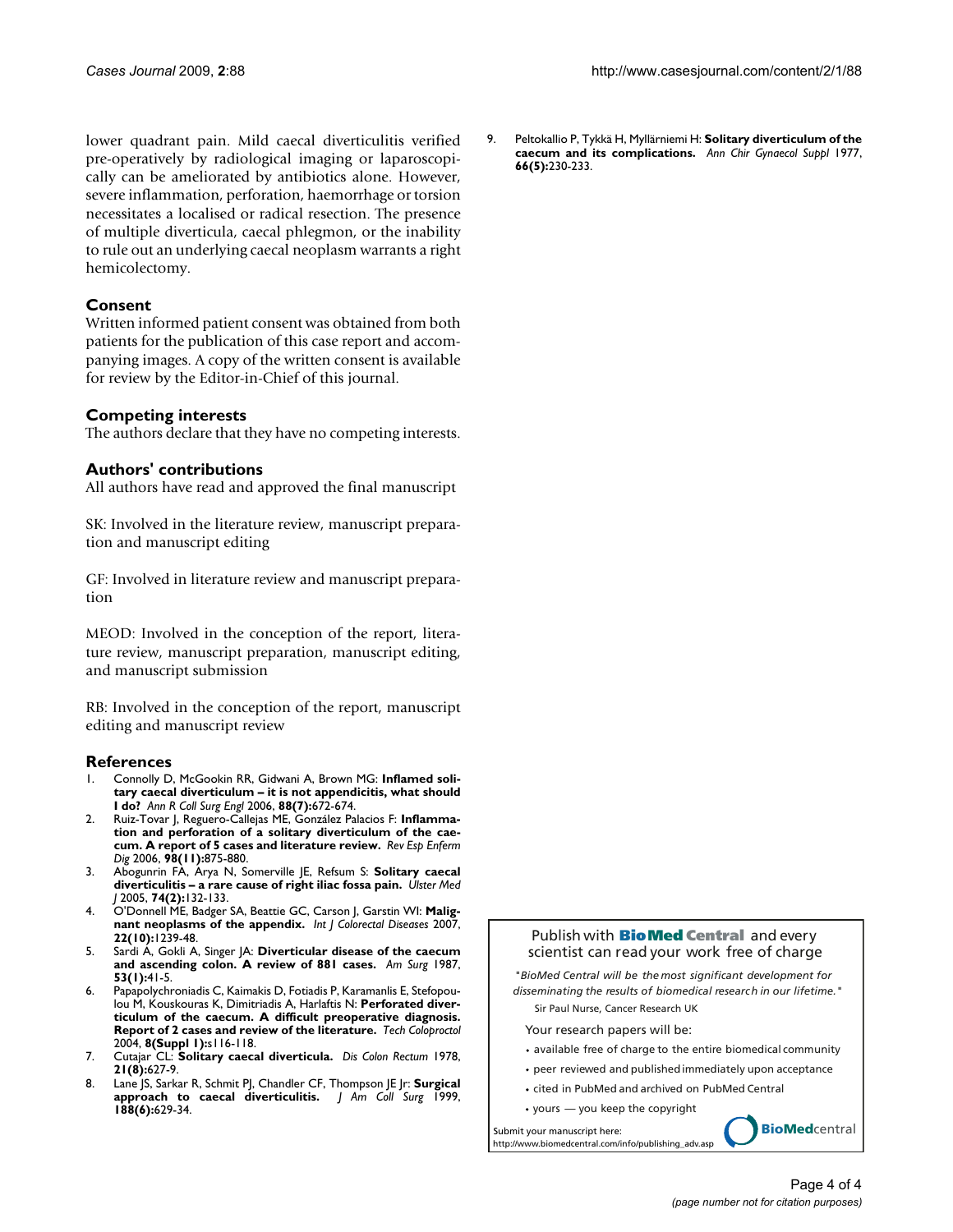lower quadrant pain. Mild caecal diverticulitis verified pre-operatively by radiological imaging or laparoscopically can be ameliorated by antibiotics alone. However, severe inflammation, perforation, haemorrhage or torsion necessitates a localised or radical resection. The presence of multiple diverticula, caecal phlegmon, or the inability to rule out an underlying caecal neoplasm warrants a right hemicolectomy.

## Consent

Written informed patient consent was obtained from both patients for the publication of this case report and accompanying images. A copy of the written consent is available for review by the Editor-in-Chief of this journal.

## Competing interests

The authors declare that they have no competing interests.

## Authors' contributions

All authors have read and approved the final manuscript

SK: Involved in the literature review, manuscript preparation and manuscript editing

GF: Involved in literature review and manuscript preparation

MEOD: Involved in the conception of the report, literature review, manuscript preparation, manuscript editing, and manuscript submission

RB: Involved in the conception of the report, manuscript editing and manuscript review

## References

1. Connolly D, McGookin RR, Gidwani A, Brown MG: **Inflamed solitary caecal diverticulum – it is not appendicitis, what should I do?** *Ann R Coll Surg Engl* 2006, **88(7):**672-674.
2. Ruiz-Tovar J, Reguero-Callejas ME, González Palacios F: **Inflammation and perforation of a solitary diverticulum of the caecum. A report of 5 cases and literature review.** *Rev Esp Enferm Dig* 2006, **98(11):**875-880.
3. Abogunrin FA, Arya N, Somerville JE, Refsum S: **Solitary caecal diverticulitis – a rare cause of right iliac fossa pain.** *Ulster Med J* 2005, **74(2):**132-133.
4. O'Donnell ME, Badger SA, Beattie GC, Carson J, Garstin WI: **Malignant neoplasms of the appendix.** *Int J Colorectal Diseases* 2007, **22(10):**1239-48.
5. Sardi A, Gokli A, Singer JA: **Diverticular disease of the caecum and ascending colon. A review of 881 cases.** *Am Surg* 1987, **53(1):**41-5.
6. Papapolychroniadis C, Kaimakis D, Fotiadis P, Karamanlis E, Stefopoulou M, Kouskouras K, Dimitriadis A, Harlaftis N: **Perforated diverticulum of the caecum. A difficult preoperative diagnosis. Report of 2 cases and review of the literature.** *Tech Coloproctol* 2004, **8(Suppl 1):**s116-118.
7. Cutajar CL: **Solitary caecal diverticula.** *Dis Colon Rectum* 1978, **21(8):**627-9.
8. Lane JS, Sarkar R, Schmit PJ, Chandler CF, Thompson JE Jr: **Surgical approach to caecal diverticulitis.** *J Am Coll Surg* 1999, **188(6):**629-34.
9. Peltokallio P, Tykkä H, Myllärniemi H: **Solitary diverticulum of the caecum and its complications.** *Ann Chir Gynaecol Suppl* 1977, **66(5):**230-233.

Publish with **BioMed Central** and every scientist can read your work free of charge

*"BioMed Central will be the most significant development for disseminating the results of biomedical research in our lifetime."*

Sir Paul Nurse, Cancer Research UK

Your research papers will be:

- available free of charge to the entire biomedical community
- peer reviewed and published immediately upon acceptance
- cited in PubMed and archived on PubMed Central
- yours — you keep the copyright

Submit your manuscript here:
http://www.biomedcentral.com/info/publishing_adv.asp

BioMedcentral